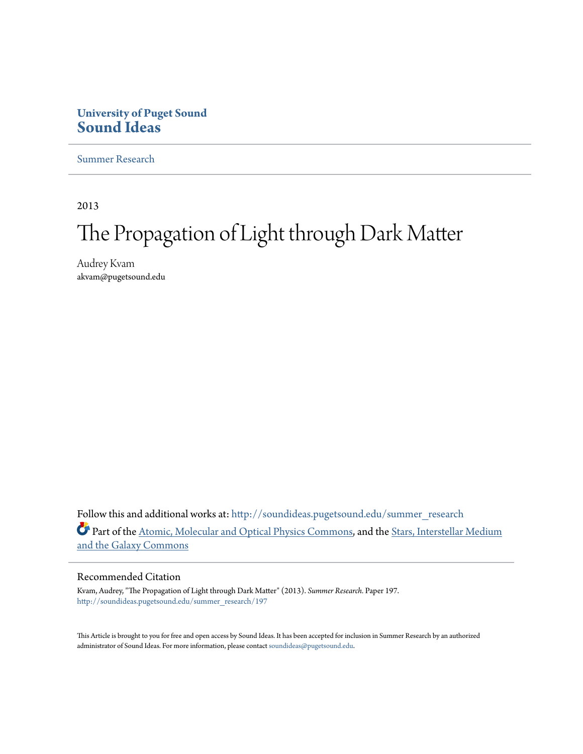**University of Puget Sound**
# Sound Ideas

Summer Research

2013

# The Propagation of Light through Dark Matter

Audrey Kvam
akvam@pugetsound.edu

Follow this and additional works at: http://soundideas.pugetsound.edu/summer_research

Part of the Atomic, Molecular and Optical Physics Commons, and the Stars, Interstellar Medium and the Galaxy Commons

## Recommended Citation

Kvam, Audrey, "The Propagation of Light through Dark Matter" (2013). *Summer Research.* Paper 197.
http://soundideas.pugetsound.edu/summer_research/197

This Article is brought to you for free and open access by Sound Ideas. It has been accepted for inclusion in Summer Research by an authorized administrator of Sound Ideas. For more information, please contact soundideas@pugetsound.edu.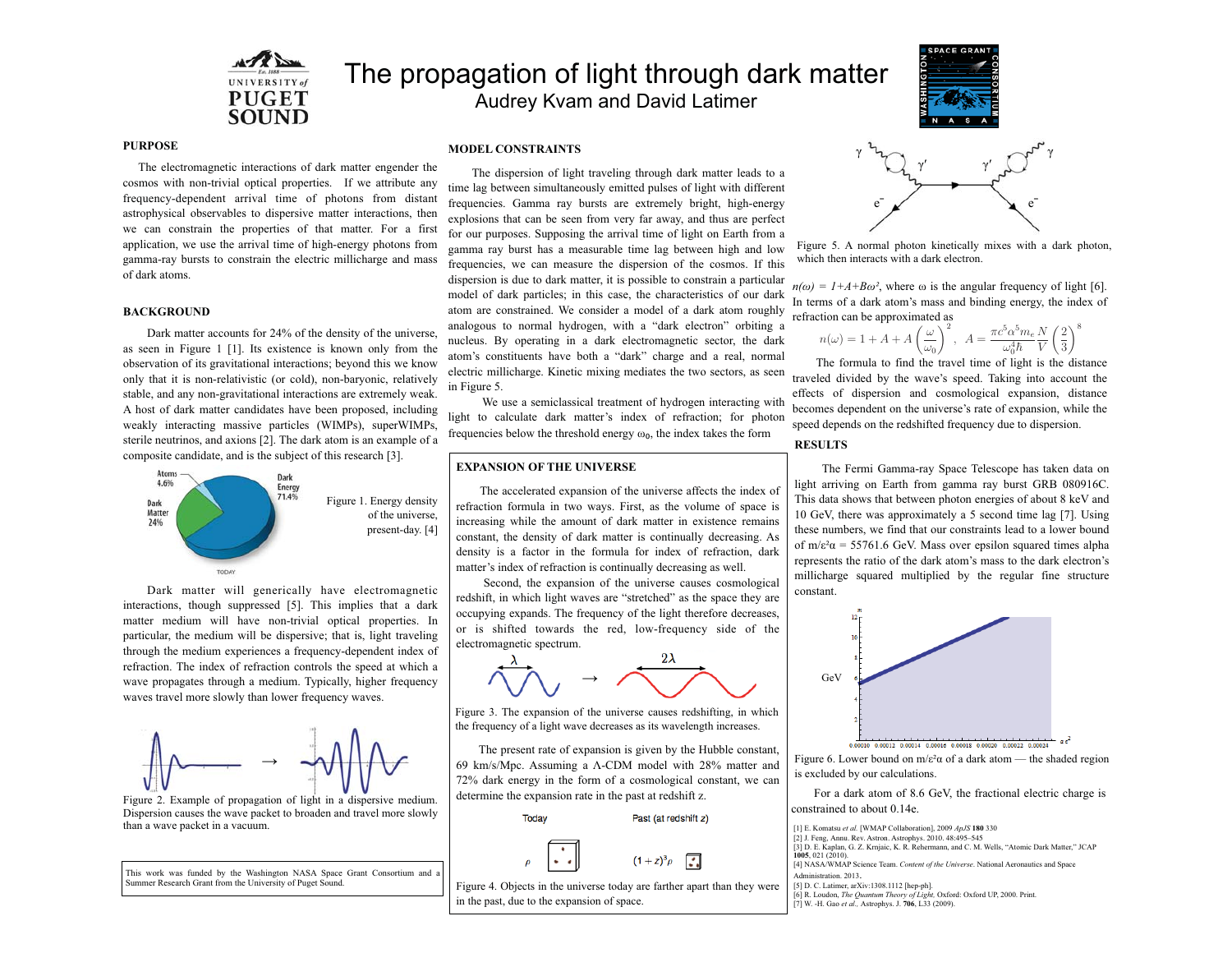# The propagation of light through dark matter

Audrey Kvam and David Latimer

## PURPOSE

The electromagnetic interactions of dark matter engender the cosmos with non-trivial optical properties. If we attribute any frequency-dependent arrival time of photons from distant astrophysical observables to dispersive matter interactions, then we can constrain the properties of that matter. For a first application, we use the arrival time of high-energy photons from gamma-ray bursts to constrain the electric millicharge and mass of dark atoms.

## BACKGROUND

Dark matter accounts for 24% of the density of the universe, as seen in Figure 1 [1]. Its existence is known only from the observation of its gravitational interactions; beyond this we know only that it is non-relativistic (or cold), non-baryonic, relatively stable, and any non-gravitational interactions are extremely weak. A host of dark matter candidates have been proposed, including weakly interacting massive particles (WIMPs), superWIMPs, sterile neutrinos, and axions [2]. The dark atom is an example of a composite candidate, and is the subject of this research [3].

Atoms 4.6%
Dark Energy 71.4%
Dark Matter 24%
TODAY

Figure 1. Energy density of the universe, present-day. [4]

Dark matter will generically have electromagnetic interactions, though suppressed [5]. This implies that a dark matter medium will have non-trivial optical properties. In particular, the medium will be dispersive; that is, light traveling through the medium experiences a frequency-dependent index of refraction. The index of refraction controls the speed at which a wave propagates through a medium. Typically, higher frequency waves travel more slowly than lower frequency waves.

Figure 2. Example of propagation of light in a dispersive medium. Dispersion causes the wave packet to broaden and travel more slowly than a wave packet in a vacuum.

This work was funded by the Washington NASA Space Grant Consortium and a Summer Research Grant from the University of Puget Sound.

## MODEL CONSTRAINTS

The dispersion of light traveling through dark matter leads to a time lag between simultaneously emitted pulses of light with different frequencies. Gamma ray bursts are extremely bright, high-energy explosions that can be seen from very far away, and thus are perfect for our purposes. Supposing the arrival time of light on Earth from a gamma ray burst has a measurable time lag between high and low frequencies, we can measure the dispersion of the cosmos. If this dispersion is due to dark matter, it is possible to constrain a particular model of dark particles; in this case, the characteristics of our dark atom are constrained. We consider a model of a dark atom roughly analogous to normal hydrogen, with a "dark electron" orbiting a nucleus. By operating in a dark electromagnetic sector, the dark atom's constituents have both a "dark" charge and a real, normal electric millicharge. Kinetic mixing mediates the two sectors, as seen in Figure 5.

We use a semiclassical treatment of hydrogen interacting with light to calculate dark matter's index of refraction; for photon frequencies below the threshold energy $\omega_0$, the index takes the form

$\gamma$ $\gamma'$ $\gamma'$ $\gamma$
$e^-$ $e^-$

Figure 5. A normal photon kinetically mixes with a dark photon, which then interacts with a dark electron.

$n(\omega) = 1+A+B\omega^2$, where $\omega$ is the angular frequency of light [6]. In terms of a dark atom's mass and binding energy, the index of refraction can be approximated as

$$n(\omega) = 1 + A + A\left(\frac{\omega}{\omega_0}\right)^2, \quad A = \frac{\pi\epsilon^5\alpha^5 m_e}{\omega_0^4 \hbar}\frac{N}{V}\left(\frac{2}{3}\right)^8$$

The formula to find the travel time of light is the distance traveled divided by the wave's speed. Taking into account the effects of dispersion and cosmological expansion, distance becomes dependent on the universe's rate of expansion, while the speed depends on the redshifted frequency due to dispersion.

## EXPANSION OF THE UNIVERSE

The accelerated expansion of the universe affects the index of refraction formula in two ways. First, as the volume of space is increasing while the amount of dark matter in existence remains constant, the density of dark matter is continually decreasing. As density is a factor in the formula for index of refraction, dark matter's index of refraction is continually decreasing as well.

Second, the expansion of the universe causes cosmological redshift, in which light waves are "stretched" as the space they are occupying expands. The frequency of the light therefore decreases, or is shifted towards the red, low-frequency side of the electromagnetic spectrum.

$\lambda$ → $2\lambda$

Figure 3. The expansion of the universe causes redshifting, in which the frequency of a light wave decreases as its wavelength increases.

The present rate of expansion is given by the Hubble constant, 69 km/s/Mpc. Assuming a Λ-CDM model with 28% matter and 72% dark energy in the form of a cosmological constant, we can determine the expansion rate in the past at redshift z.

Today
$\rho$
Past (at redshift z)
$(1+z)^3\rho$

Figure 4. Objects in the universe today are farther apart than they were in the past, due to the expansion of space.

## RESULTS

The Fermi Gamma-ray Space Telescope has taken data on light arriving on Earth from gamma ray burst GRB 080916C. This data shows that between photon energies of about 8 keV and 10 GeV, there was approximately a 5 second time lag [7]. Using these numbers, we find that our constraints lead to a lower bound of $m/\varepsilon^2\alpha$ = 55761.6 GeV. Mass over epsilon squared times alpha represents the ratio of the dark atom's mass to the dark electron's millicharge squared multiplied by the regular fine structure constant.

m
GeV
12
10
8
6
4
2
0.00010 0.00012 0.00014 0.00016 0.00018 0.00020 0.00022 0.00024
$\alpha\varepsilon^2$

Figure 6. Lower bound on $m/\varepsilon^2\alpha$ of a dark atom — the shaded region is excluded by our calculations.

For a dark atom of 8.6 GeV, the fractional electric charge is constrained to about 0.14e.

[1] E. Komatsu *et al.* [WMAP Collaboration], 2009 *ApJS* **180** 330
[2] J. Feng, Annu. Rev. Astron. Astrophys. 2010. 48:495–545
[3] D. E. Kaplan, G. Z. Krnjaic, K. R. Rehermann, and C. M. Wells, "Atomic Dark Matter," JCAP **1005**, 021 (2010).
[4] NASA/WMAP Science Team. *Content of the Universe*. National Aeronautics and Space Administration. 2013.
[5] D. C. Latimer, arXiv:1308.1112 [hep-ph].
[6] R. Loudon, *The Quantum Theory of Light*. Oxford: Oxford UP, 2000. Print.
[7] W. -H. Gao *et al.*, Astrophys. J. **706**, L33 (2009).